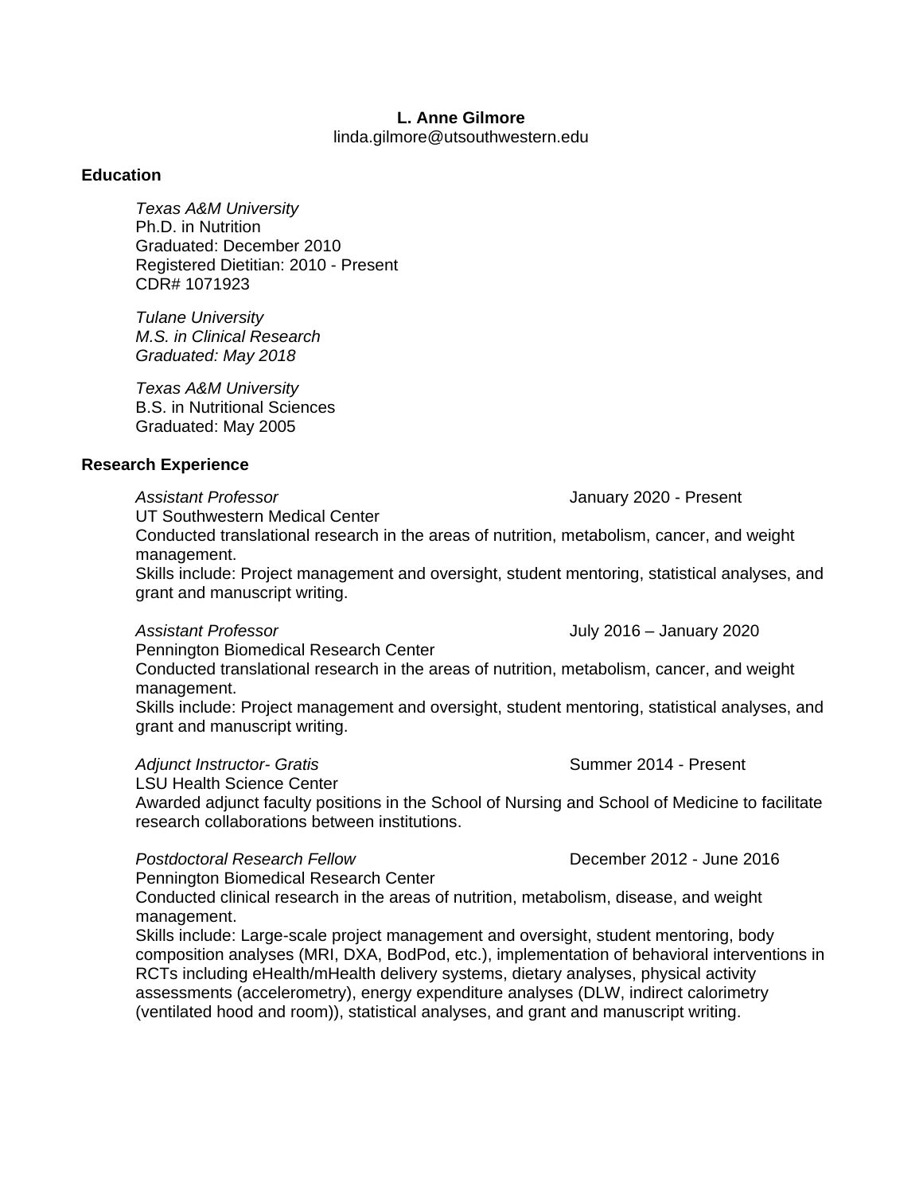**L. Anne Gilmore**

linda.gilmore@utsouthwestern.edu

## Education

*Texas A&M University*
Ph.D. in Nutrition
Graduated: December 2010
Registered Dietitian: 2010 - Present
CDR# 1071923

*Tulane University*
*M.S. in Clinical Research*
*Graduated: May 2018*

*Texas A&M University*
B.S. in Nutritional Sciences
Graduated: May 2005

## Research Experience

*Assistant Professor* — January 2020 - Present
UT Southwestern Medical Center
Conducted translational research in the areas of nutrition, metabolism, cancer, and weight management.
Skills include: Project management and oversight, student mentoring, statistical analyses, and grant and manuscript writing.

*Assistant Professor* — July 2016 – January 2020
Pennington Biomedical Research Center
Conducted translational research in the areas of nutrition, metabolism, cancer, and weight management.
Skills include: Project management and oversight, student mentoring, statistical analyses, and grant and manuscript writing.

*Adjunct Instructor- Gratis* — Summer 2014 - Present
LSU Health Science Center
Awarded adjunct faculty positions in the School of Nursing and School of Medicine to facilitate research collaborations between institutions.

*Postdoctoral Research Fellow* — December 2012 - June 2016
Pennington Biomedical Research Center
Conducted clinical research in the areas of nutrition, metabolism, disease, and weight management.
Skills include: Large-scale project management and oversight, student mentoring, body composition analyses (MRI, DXA, BodPod, etc.), implementation of behavioral interventions in RCTs including eHealth/mHealth delivery systems, dietary analyses, physical activity assessments (accelerometry), energy expenditure analyses (DLW, indirect calorimetry (ventilated hood and room)), statistical analyses, and grant and manuscript writing.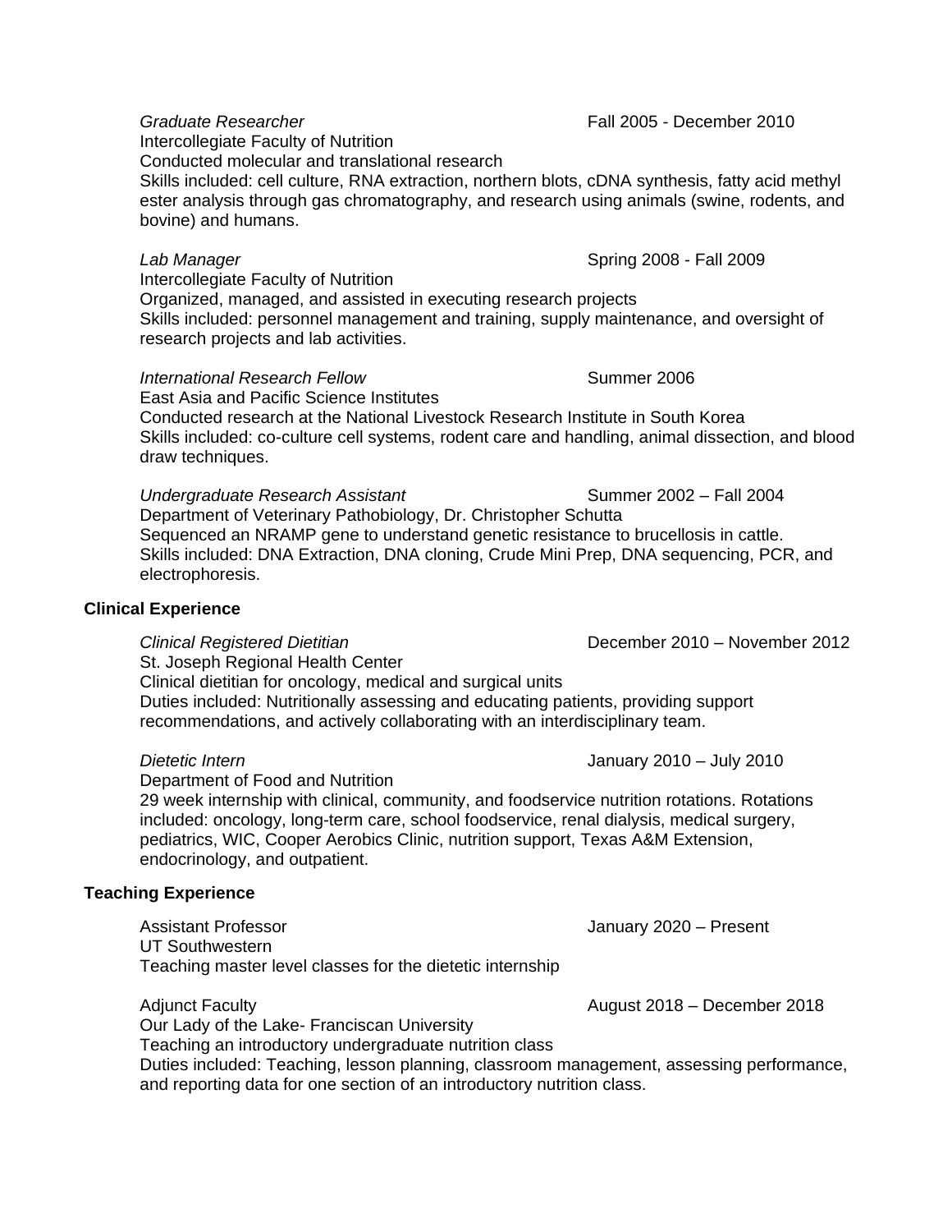*Graduate Researcher* Fall 2005 - December 2010
Intercollegiate Faculty of Nutrition
Conducted molecular and translational research
Skills included: cell culture, RNA extraction, northern blots, cDNA synthesis, fatty acid methyl ester analysis through gas chromatography, and research using animals (swine, rodents, and bovine) and humans.

*Lab Manager* Spring 2008 - Fall 2009
Intercollegiate Faculty of Nutrition
Organized, managed, and assisted in executing research projects
Skills included: personnel management and training, supply maintenance, and oversight of research projects and lab activities.

*International Research Fellow* Summer 2006
East Asia and Pacific Science Institutes
Conducted research at the National Livestock Research Institute in South Korea
Skills included: co-culture cell systems, rodent care and handling, animal dissection, and blood draw techniques.

*Undergraduate Research Assistant* Summer 2002 – Fall 2004
Department of Veterinary Pathobiology, Dr. Christopher Schutta
Sequenced an NRAMP gene to understand genetic resistance to brucellosis in cattle.
Skills included: DNA Extraction, DNA cloning, Crude Mini Prep, DNA sequencing, PCR, and electrophoresis.

**Clinical Experience**

*Clinical Registered Dietitian* December 2010 – November 2012
St. Joseph Regional Health Center
Clinical dietitian for oncology, medical and surgical units
Duties included: Nutritionally assessing and educating patients, providing support recommendations, and actively collaborating with an interdisciplinary team.

*Dietetic Intern* January 2010 – July 2010
Department of Food and Nutrition
29 week internship with clinical, community, and foodservice nutrition rotations. Rotations included: oncology, long-term care, school foodservice, renal dialysis, medical surgery, pediatrics, WIC, Cooper Aerobics Clinic, nutrition support, Texas A&M Extension, endocrinology, and outpatient.

**Teaching Experience**

Assistant Professor January 2020 – Present
UT Southwestern
Teaching master level classes for the dietetic internship

Adjunct Faculty August 2018 – December 2018
Our Lady of the Lake- Franciscan University
Teaching an introductory undergraduate nutrition class
Duties included: Teaching, lesson planning, classroom management, assessing performance, and reporting data for one section of an introductory nutrition class.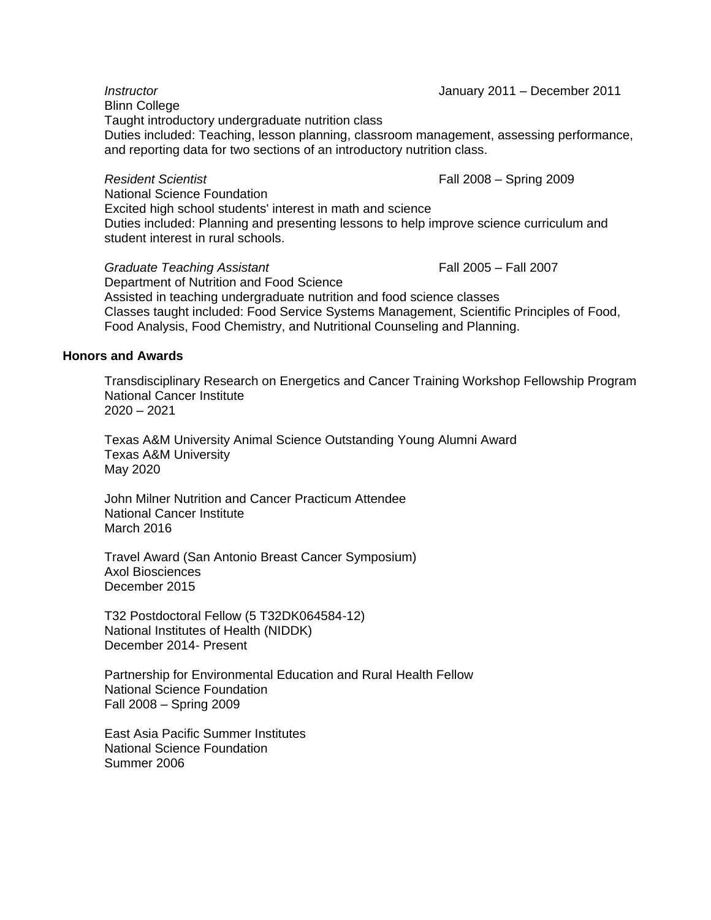*Instructor* January 2011 – December 2011
Blinn College
Taught introductory undergraduate nutrition class
Duties included: Teaching, lesson planning, classroom management, assessing performance, and reporting data for two sections of an introductory nutrition class.

*Resident Scientist* Fall 2008 – Spring 2009
National Science Foundation
Excited high school students' interest in math and science
Duties included: Planning and presenting lessons to help improve science curriculum and student interest in rural schools.

*Graduate Teaching Assistant* Fall 2005 – Fall 2007
Department of Nutrition and Food Science
Assisted in teaching undergraduate nutrition and food science classes
Classes taught included: Food Service Systems Management, Scientific Principles of Food, Food Analysis, Food Chemistry, and Nutritional Counseling and Planning.

## Honors and Awards

Transdisciplinary Research on Energetics and Cancer Training Workshop Fellowship Program
National Cancer Institute
2020 – 2021

Texas A&M University Animal Science Outstanding Young Alumni Award
Texas A&M University
May 2020

John Milner Nutrition and Cancer Practicum Attendee
National Cancer Institute
March 2016

Travel Award (San Antonio Breast Cancer Symposium)
Axol Biosciences
December 2015

T32 Postdoctoral Fellow (5 T32DK064584-12)
National Institutes of Health (NIDDK)
December 2014- Present

Partnership for Environmental Education and Rural Health Fellow
National Science Foundation
Fall 2008 – Spring 2009

East Asia Pacific Summer Institutes
National Science Foundation
Summer 2006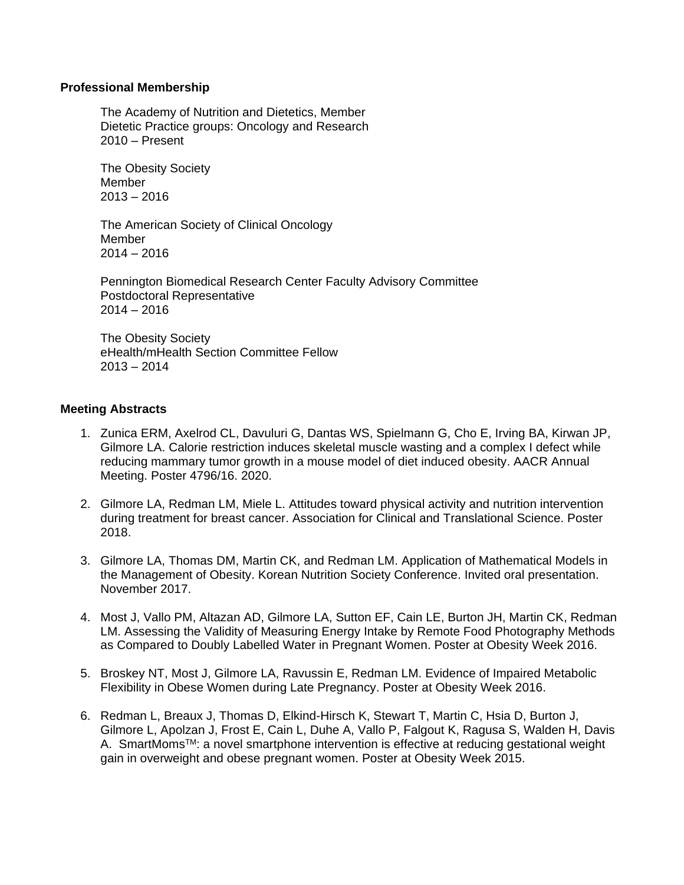**Professional Membership**

The Academy of Nutrition and Dietetics, Member
Dietetic Practice groups: Oncology and Research
2010 – Present

The Obesity Society
Member
2013 – 2016

The American Society of Clinical Oncology
Member
2014 – 2016

Pennington Biomedical Research Center Faculty Advisory Committee
Postdoctoral Representative
2014 – 2016

The Obesity Society
eHealth/mHealth Section Committee Fellow
2013 – 2014

**Meeting Abstracts**

1. Zunica ERM, Axelrod CL, Davuluri G, Dantas WS, Spielmann G, Cho E, Irving BA, Kirwan JP, Gilmore LA. Calorie restriction induces skeletal muscle wasting and a complex I defect while reducing mammary tumor growth in a mouse model of diet induced obesity. AACR Annual Meeting. Poster 4796/16. 2020.

2. Gilmore LA, Redman LM, Miele L. Attitudes toward physical activity and nutrition intervention during treatment for breast cancer. Association for Clinical and Translational Science. Poster 2018.

3. Gilmore LA, Thomas DM, Martin CK, and Redman LM. Application of Mathematical Models in the Management of Obesity. Korean Nutrition Society Conference. Invited oral presentation. November 2017.

4. Most J, Vallo PM, Altazan AD, Gilmore LA, Sutton EF, Cain LE, Burton JH, Martin CK, Redman LM. Assessing the Validity of Measuring Energy Intake by Remote Food Photography Methods as Compared to Doubly Labelled Water in Pregnant Women. Poster at Obesity Week 2016.

5. Broskey NT, Most J, Gilmore LA, Ravussin E, Redman LM. Evidence of Impaired Metabolic Flexibility in Obese Women during Late Pregnancy. Poster at Obesity Week 2016.

6. Redman L, Breaux J, Thomas D, Elkind-Hirsch K, Stewart T, Martin C, Hsia D, Burton J, Gilmore L, Apolzan J, Frost E, Cain L, Duhe A, Vallo P, Falgout K, Ragusa S, Walden H, Davis A. SmartMoms™: a novel smartphone intervention is effective at reducing gestational weight gain in overweight and obese pregnant women. Poster at Obesity Week 2015.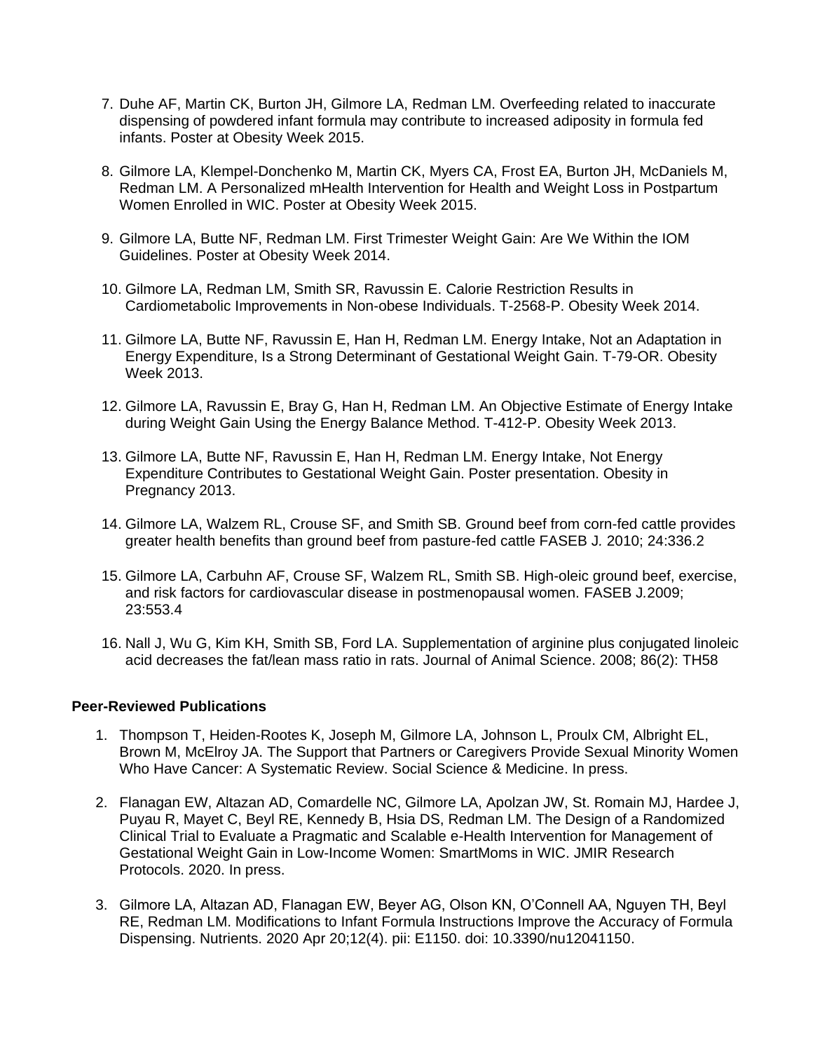7. Duhe AF, Martin CK, Burton JH, Gilmore LA, Redman LM. Overfeeding related to inaccurate dispensing of powdered infant formula may contribute to increased adiposity in formula fed infants. Poster at Obesity Week 2015.

8. Gilmore LA, Klempel-Donchenko M, Martin CK, Myers CA, Frost EA, Burton JH, McDaniels M, Redman LM. A Personalized mHealth Intervention for Health and Weight Loss in Postpartum Women Enrolled in WIC. Poster at Obesity Week 2015.

9. Gilmore LA, Butte NF, Redman LM. First Trimester Weight Gain: Are We Within the IOM Guidelines. Poster at Obesity Week 2014.

10. Gilmore LA, Redman LM, Smith SR, Ravussin E. Calorie Restriction Results in Cardiometabolic Improvements in Non-obese Individuals. T-2568-P. Obesity Week 2014.

11. Gilmore LA, Butte NF, Ravussin E, Han H, Redman LM. Energy Intake, Not an Adaptation in Energy Expenditure, Is a Strong Determinant of Gestational Weight Gain. T-79-OR. Obesity Week 2013.

12. Gilmore LA, Ravussin E, Bray G, Han H, Redman LM. An Objective Estimate of Energy Intake during Weight Gain Using the Energy Balance Method. T-412-P. Obesity Week 2013.

13. Gilmore LA, Butte NF, Ravussin E, Han H, Redman LM. Energy Intake, Not Energy Expenditure Contributes to Gestational Weight Gain. Poster presentation. Obesity in Pregnancy 2013.

14. Gilmore LA, Walzem RL, Crouse SF, and Smith SB. Ground beef from corn-fed cattle provides greater health benefits than ground beef from pasture-fed cattle FASEB J. 2010; 24:336.2

15. Gilmore LA, Carbuhn AF, Crouse SF, Walzem RL, Smith SB. High-oleic ground beef, exercise, and risk factors for cardiovascular disease in postmenopausal women. FASEB J.2009; 23:553.4

16. Nall J, Wu G, Kim KH, Smith SB, Ford LA. Supplementation of arginine plus conjugated linoleic acid decreases the fat/lean mass ratio in rats. Journal of Animal Science. 2008; 86(2): TH58

**Peer-Reviewed Publications**

1. Thompson T, Heiden-Rootes K, Joseph M, Gilmore LA, Johnson L, Proulx CM, Albright EL, Brown M, McElroy JA. The Support that Partners or Caregivers Provide Sexual Minority Women Who Have Cancer: A Systematic Review. Social Science & Medicine. In press.

2. Flanagan EW, Altazan AD, Comardelle NC, Gilmore LA, Apolzan JW, St. Romain MJ, Hardee J, Puyau R, Mayet C, Beyl RE, Kennedy B, Hsia DS, Redman LM. The Design of a Randomized Clinical Trial to Evaluate a Pragmatic and Scalable e-Health Intervention for Management of Gestational Weight Gain in Low-Income Women: SmartMoms in WIC. JMIR Research Protocols. 2020. In press.

3. Gilmore LA, Altazan AD, Flanagan EW, Beyer AG, Olson KN, O'Connell AA, Nguyen TH, Beyl RE, Redman LM. Modifications to Infant Formula Instructions Improve the Accuracy of Formula Dispensing. Nutrients. 2020 Apr 20;12(4). pii: E1150. doi: 10.3390/nu12041150.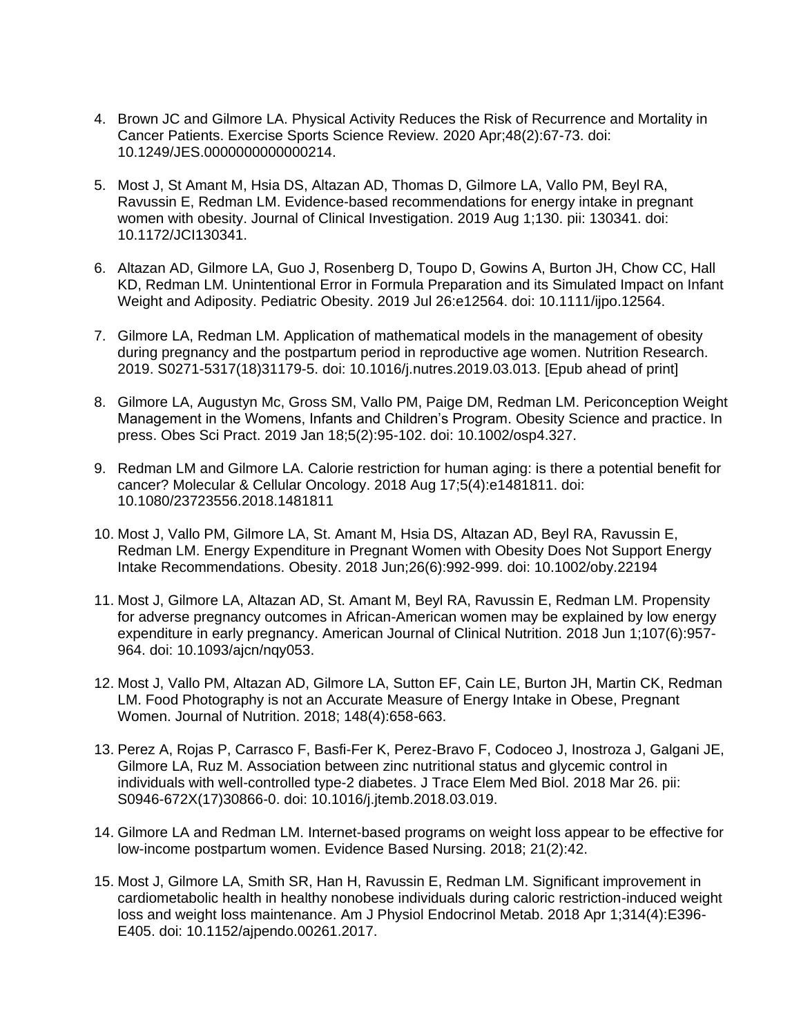4. Brown JC and Gilmore LA. Physical Activity Reduces the Risk of Recurrence and Mortality in Cancer Patients. Exercise Sports Science Review. 2020 Apr;48(2):67-73. doi: 10.1249/JES.0000000000000214.

5. Most J, St Amant M, Hsia DS, Altazan AD, Thomas D, Gilmore LA, Vallo PM, Beyl RA, Ravussin E, Redman LM. Evidence-based recommendations for energy intake in pregnant women with obesity. Journal of Clinical Investigation. 2019 Aug 1;130. pii: 130341. doi: 10.1172/JCI130341.

6. Altazan AD, Gilmore LA, Guo J, Rosenberg D, Toupo D, Gowins A, Burton JH, Chow CC, Hall KD, Redman LM. Unintentional Error in Formula Preparation and its Simulated Impact on Infant Weight and Adiposity. Pediatric Obesity. 2019 Jul 26:e12564. doi: 10.1111/ijpo.12564.

7. Gilmore LA, Redman LM. Application of mathematical models in the management of obesity during pregnancy and the postpartum period in reproductive age women. Nutrition Research. 2019. S0271-5317(18)31179-5. doi: 10.1016/j.nutres.2019.03.013. [Epub ahead of print]

8. Gilmore LA, Augustyn Mc, Gross SM, Vallo PM, Paige DM, Redman LM. Periconception Weight Management in the Womens, Infants and Children's Program. Obesity Science and practice. In press. Obes Sci Pract. 2019 Jan 18;5(2):95-102. doi: 10.1002/osp4.327.

9. Redman LM and Gilmore LA. Calorie restriction for human aging: is there a potential benefit for cancer? Molecular & Cellular Oncology. 2018 Aug 17;5(4):e1481811. doi: 10.1080/23723556.2018.1481811

10. Most J, Vallo PM, Gilmore LA, St. Amant M, Hsia DS, Altazan AD, Beyl RA, Ravussin E, Redman LM. Energy Expenditure in Pregnant Women with Obesity Does Not Support Energy Intake Recommendations. Obesity. 2018 Jun;26(6):992-999. doi: 10.1002/oby.22194

11. Most J, Gilmore LA, Altazan AD, St. Amant M, Beyl RA, Ravussin E, Redman LM. Propensity for adverse pregnancy outcomes in African-American women may be explained by low energy expenditure in early pregnancy. American Journal of Clinical Nutrition. 2018 Jun 1;107(6):957-964. doi: 10.1093/ajcn/nqy053.

12. Most J, Vallo PM, Altazan AD, Gilmore LA, Sutton EF, Cain LE, Burton JH, Martin CK, Redman LM. Food Photography is not an Accurate Measure of Energy Intake in Obese, Pregnant Women. Journal of Nutrition. 2018; 148(4):658-663.

13. Perez A, Rojas P, Carrasco F, Basfi-Fer K, Perez-Bravo F, Codoceo J, Inostroza J, Galgani JE, Gilmore LA, Ruz M. Association between zinc nutritional status and glycemic control in individuals with well-controlled type-2 diabetes. J Trace Elem Med Biol. 2018 Mar 26. pii: S0946-672X(17)30866-0. doi: 10.1016/j.jtemb.2018.03.019.

14. Gilmore LA and Redman LM. Internet-based programs on weight loss appear to be effective for low-income postpartum women. Evidence Based Nursing. 2018; 21(2):42.

15. Most J, Gilmore LA, Smith SR, Han H, Ravussin E, Redman LM. Significant improvement in cardiometabolic health in healthy nonobese individuals during caloric restriction-induced weight loss and weight loss maintenance. Am J Physiol Endocrinol Metab. 2018 Apr 1;314(4):E396-E405. doi: 10.1152/ajpendo.00261.2017.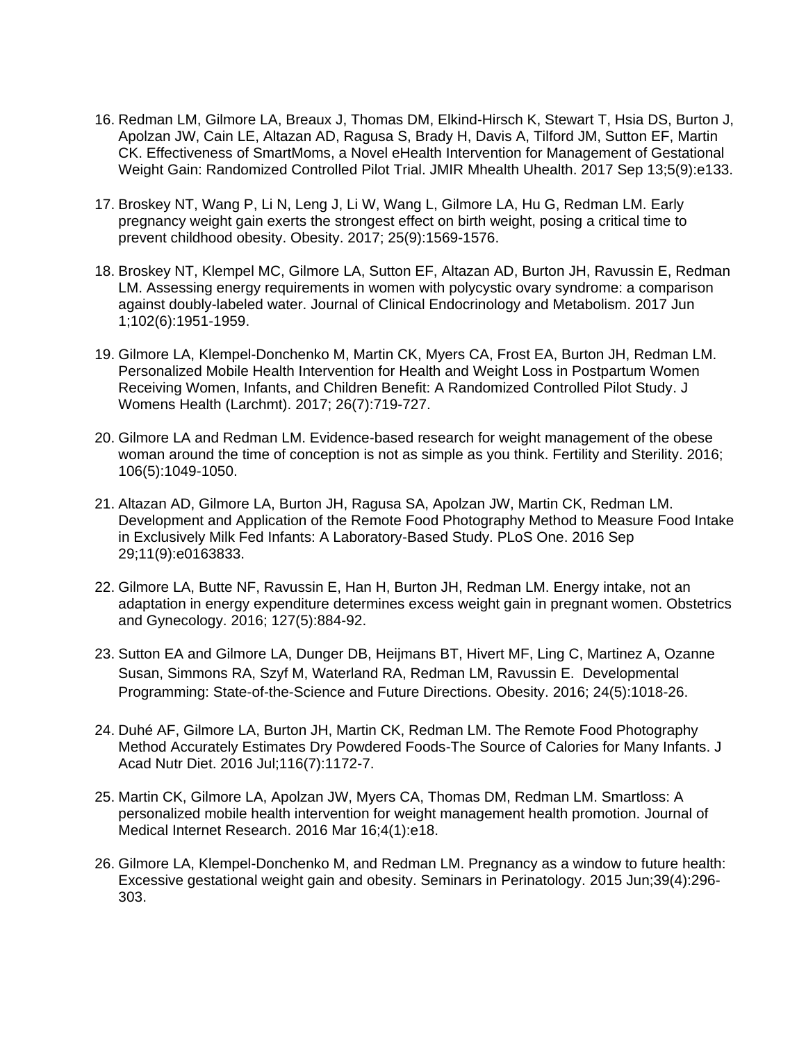16. Redman LM, Gilmore LA, Breaux J, Thomas DM, Elkind-Hirsch K, Stewart T, Hsia DS, Burton J, Apolzan JW, Cain LE, Altazan AD, Ragusa S, Brady H, Davis A, Tilford JM, Sutton EF, Martin CK. Effectiveness of SmartMoms, a Novel eHealth Intervention for Management of Gestational Weight Gain: Randomized Controlled Pilot Trial. JMIR Mhealth Uhealth. 2017 Sep 13;5(9):e133.

17. Broskey NT, Wang P, Li N, Leng J, Li W, Wang L, Gilmore LA, Hu G, Redman LM. Early pregnancy weight gain exerts the strongest effect on birth weight, posing a critical time to prevent childhood obesity. Obesity. 2017; 25(9):1569-1576.

18. Broskey NT, Klempel MC, Gilmore LA, Sutton EF, Altazan AD, Burton JH, Ravussin E, Redman LM. Assessing energy requirements in women with polycystic ovary syndrome: a comparison against doubly-labeled water. Journal of Clinical Endocrinology and Metabolism. 2017 Jun 1;102(6):1951-1959.

19. Gilmore LA, Klempel-Donchenko M, Martin CK, Myers CA, Frost EA, Burton JH, Redman LM. Personalized Mobile Health Intervention for Health and Weight Loss in Postpartum Women Receiving Women, Infants, and Children Benefit: A Randomized Controlled Pilot Study. J Womens Health (Larchmt). 2017; 26(7):719-727.

20. Gilmore LA and Redman LM. Evidence-based research for weight management of the obese woman around the time of conception is not as simple as you think. Fertility and Sterility. 2016; 106(5):1049-1050.

21. Altazan AD, Gilmore LA, Burton JH, Ragusa SA, Apolzan JW, Martin CK, Redman LM. Development and Application of the Remote Food Photography Method to Measure Food Intake in Exclusively Milk Fed Infants: A Laboratory-Based Study. PLoS One. 2016 Sep 29;11(9):e0163833.

22. Gilmore LA, Butte NF, Ravussin E, Han H, Burton JH, Redman LM. Energy intake, not an adaptation in energy expenditure determines excess weight gain in pregnant women. Obstetrics and Gynecology. 2016; 127(5):884-92.

23. Sutton EA and Gilmore LA, Dunger DB, Heijmans BT, Hivert MF, Ling C, Martinez A, Ozanne Susan, Simmons RA, Szyf M, Waterland RA, Redman LM, Ravussin E. Developmental Programming: State-of-the-Science and Future Directions. Obesity. 2016; 24(5):1018-26.

24. Duhé AF, Gilmore LA, Burton JH, Martin CK, Redman LM. The Remote Food Photography Method Accurately Estimates Dry Powdered Foods-The Source of Calories for Many Infants. J Acad Nutr Diet. 2016 Jul;116(7):1172-7.

25. Martin CK, Gilmore LA, Apolzan JW, Myers CA, Thomas DM, Redman LM. Smartloss: A personalized mobile health intervention for weight management health promotion. Journal of Medical Internet Research. 2016 Mar 16;4(1):e18.

26. Gilmore LA, Klempel-Donchenko M, and Redman LM. Pregnancy as a window to future health: Excessive gestational weight gain and obesity. Seminars in Perinatology. 2015 Jun;39(4):296-303.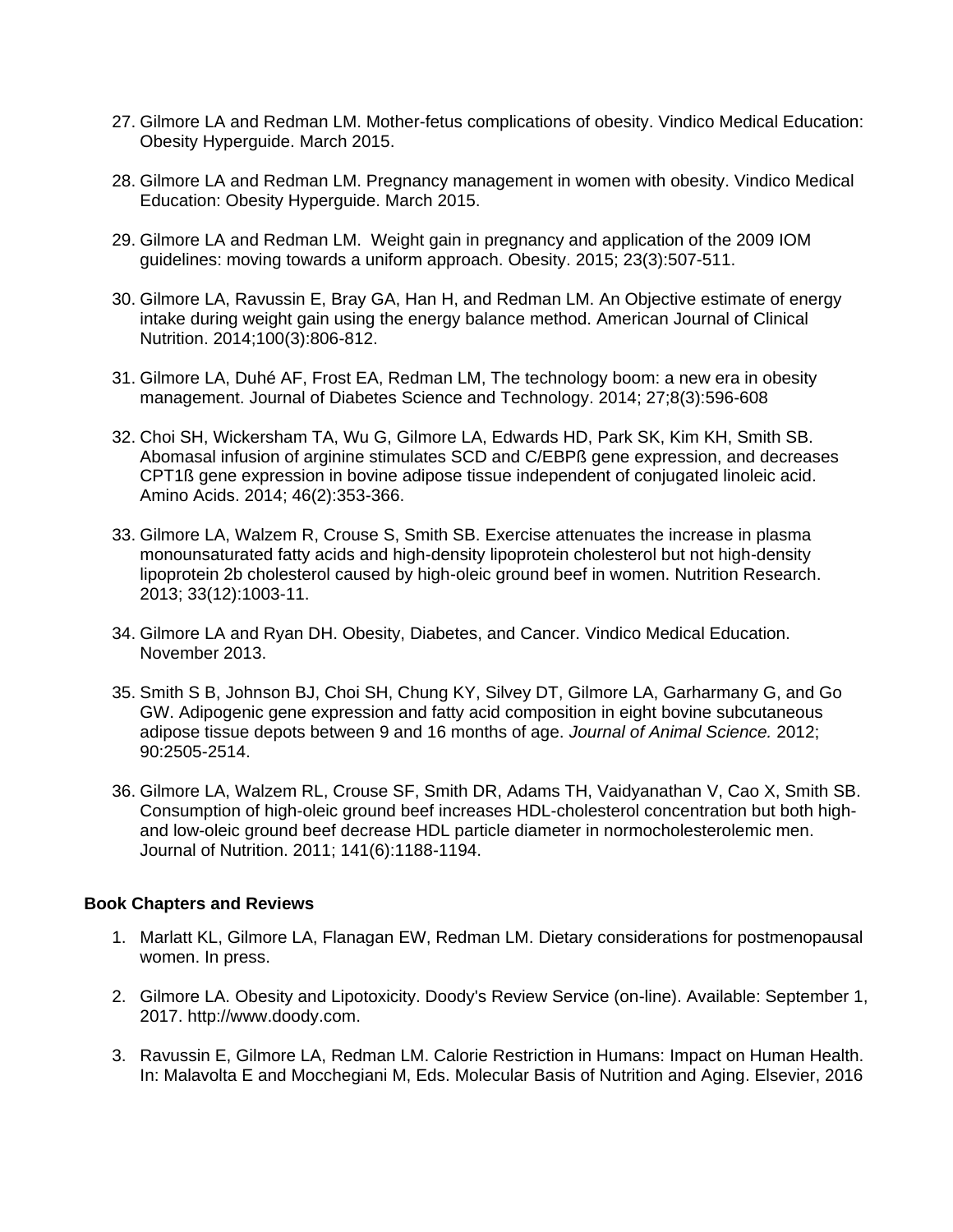27. Gilmore LA and Redman LM. Mother-fetus complications of obesity. Vindico Medical Education: Obesity Hyperguide. March 2015.

28. Gilmore LA and Redman LM. Pregnancy management in women with obesity. Vindico Medical Education: Obesity Hyperguide. March 2015.

29. Gilmore LA and Redman LM. Weight gain in pregnancy and application of the 2009 IOM guidelines: moving towards a uniform approach. Obesity. 2015; 23(3):507-511.

30. Gilmore LA, Ravussin E, Bray GA, Han H, and Redman LM. An Objective estimate of energy intake during weight gain using the energy balance method. American Journal of Clinical Nutrition. 2014;100(3):806-812.

31. Gilmore LA, Duhé AF, Frost EA, Redman LM, The technology boom: a new era in obesity management. Journal of Diabetes Science and Technology. 2014; 27;8(3):596-608

32. Choi SH, Wickersham TA, Wu G, Gilmore LA, Edwards HD, Park SK, Kim KH, Smith SB. Abomasal infusion of arginine stimulates SCD and C/EBPß gene expression, and decreases CPT1ß gene expression in bovine adipose tissue independent of conjugated linoleic acid. Amino Acids. 2014; 46(2):353-366.

33. Gilmore LA, Walzem R, Crouse S, Smith SB. Exercise attenuates the increase in plasma monounsaturated fatty acids and high-density lipoprotein cholesterol but not high-density lipoprotein 2b cholesterol caused by high-oleic ground beef in women. Nutrition Research. 2013; 33(12):1003-11.

34. Gilmore LA and Ryan DH. Obesity, Diabetes, and Cancer. Vindico Medical Education. November 2013.

35. Smith S B, Johnson BJ, Choi SH, Chung KY, Silvey DT, Gilmore LA, Garharmany G, and Go GW. Adipogenic gene expression and fatty acid composition in eight bovine subcutaneous adipose tissue depots between 9 and 16 months of age. *Journal of Animal Science.* 2012; 90:2505-2514.

36. Gilmore LA, Walzem RL, Crouse SF, Smith DR, Adams TH, Vaidyanathan V, Cao X, Smith SB. Consumption of high-oleic ground beef increases HDL-cholesterol concentration but both high- and low-oleic ground beef decrease HDL particle diameter in normocholesterolemic men. Journal of Nutrition. 2011; 141(6):1188-1194.

**Book Chapters and Reviews**

1. Marlatt KL, Gilmore LA, Flanagan EW, Redman LM. Dietary considerations for postmenopausal women. In press.

2. Gilmore LA. Obesity and Lipotoxicity. Doody's Review Service (on-line). Available: September 1, 2017. http://www.doody.com.

3. Ravussin E, Gilmore LA, Redman LM. Calorie Restriction in Humans: Impact on Human Health. In: Malavolta E and Mocchegiani M, Eds. Molecular Basis of Nutrition and Aging. Elsevier, 2016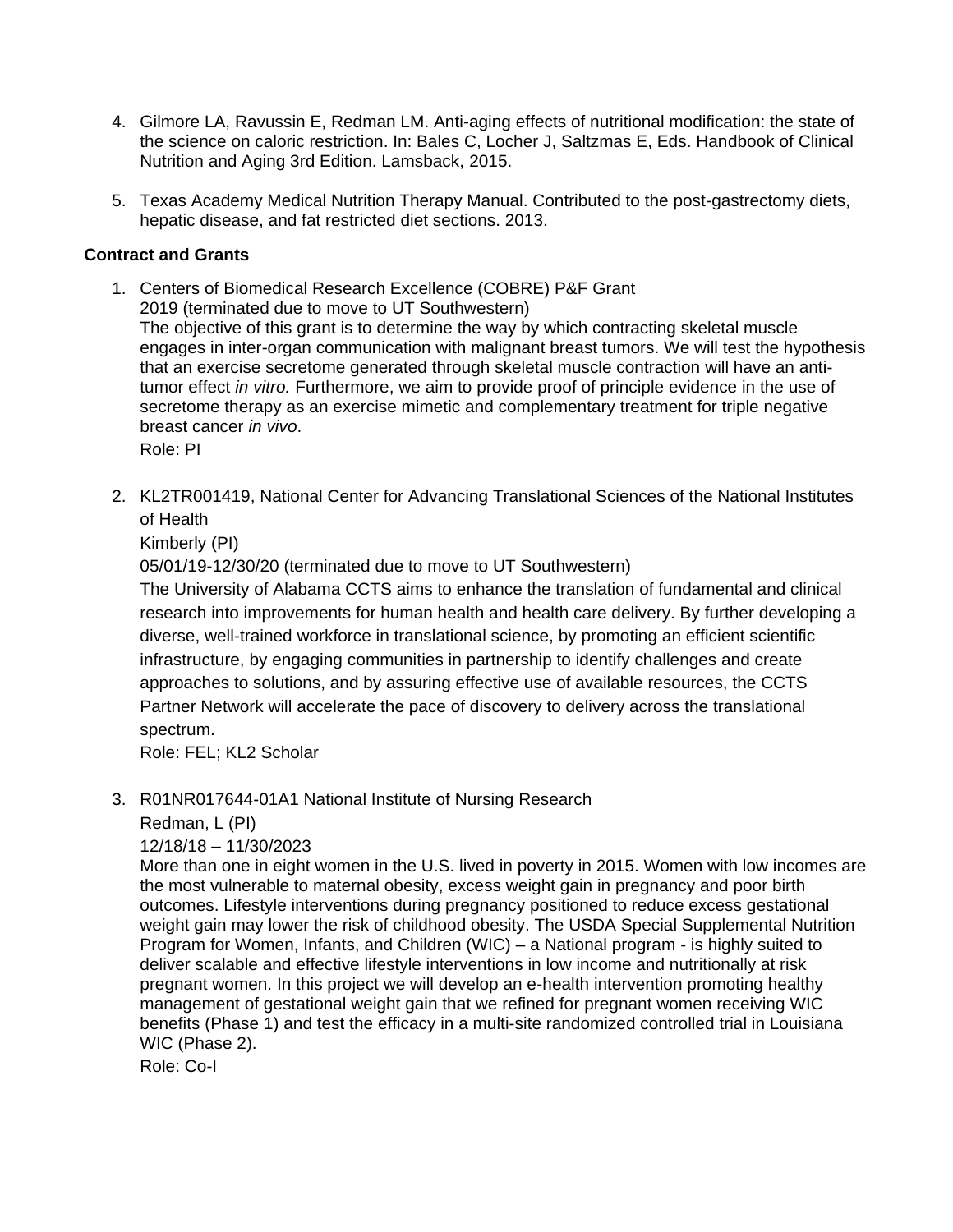4. Gilmore LA, Ravussin E, Redman LM. Anti-aging effects of nutritional modification: the state of the science on caloric restriction. In: Bales C, Locher J, Saltzmas E, Eds. Handbook of Clinical Nutrition and Aging 3rd Edition. Lamsback, 2015.

5. Texas Academy Medical Nutrition Therapy Manual. Contributed to the post-gastrectomy diets, hepatic disease, and fat restricted diet sections. 2013.

**Contract and Grants**

1. Centers of Biomedical Research Excellence (COBRE) P&F Grant
   2019 (terminated due to move to UT Southwestern)
   The objective of this grant is to determine the way by which contracting skeletal muscle engages in inter-organ communication with malignant breast tumors. We will test the hypothesis that an exercise secretome generated through skeletal muscle contraction will have an anti-tumor effect *in vitro.* Furthermore, we aim to provide proof of principle evidence in the use of secretome therapy as an exercise mimetic and complementary treatment for triple negative breast cancer *in vivo*.
   Role: PI

2. KL2TR001419, National Center for Advancing Translational Sciences of the National Institutes of Health
   Kimberly (PI)
   05/01/19-12/30/20 (terminated due to move to UT Southwestern)
   The University of Alabama CCTS aims to enhance the translation of fundamental and clinical research into improvements for human health and health care delivery. By further developing a diverse, well-trained workforce in translational science, by promoting an efficient scientific infrastructure, by engaging communities in partnership to identify challenges and create approaches to solutions, and by assuring effective use of available resources, the CCTS Partner Network will accelerate the pace of discovery to delivery across the translational spectrum.
   Role: FEL; KL2 Scholar

3. R01NR017644-01A1 National Institute of Nursing Research
   Redman, L (PI)
   12/18/18 – 11/30/2023
   More than one in eight women in the U.S. lived in poverty in 2015. Women with low incomes are the most vulnerable to maternal obesity, excess weight gain in pregnancy and poor birth outcomes. Lifestyle interventions during pregnancy positioned to reduce excess gestational weight gain may lower the risk of childhood obesity. The USDA Special Supplemental Nutrition Program for Women, Infants, and Children (WIC) – a National program - is highly suited to deliver scalable and effective lifestyle interventions in low income and nutritionally at risk pregnant women. In this project we will develop an e-health intervention promoting healthy management of gestational weight gain that we refined for pregnant women receiving WIC benefits (Phase 1) and test the efficacy in a multi-site randomized controlled trial in Louisiana WIC (Phase 2).
   Role: Co-I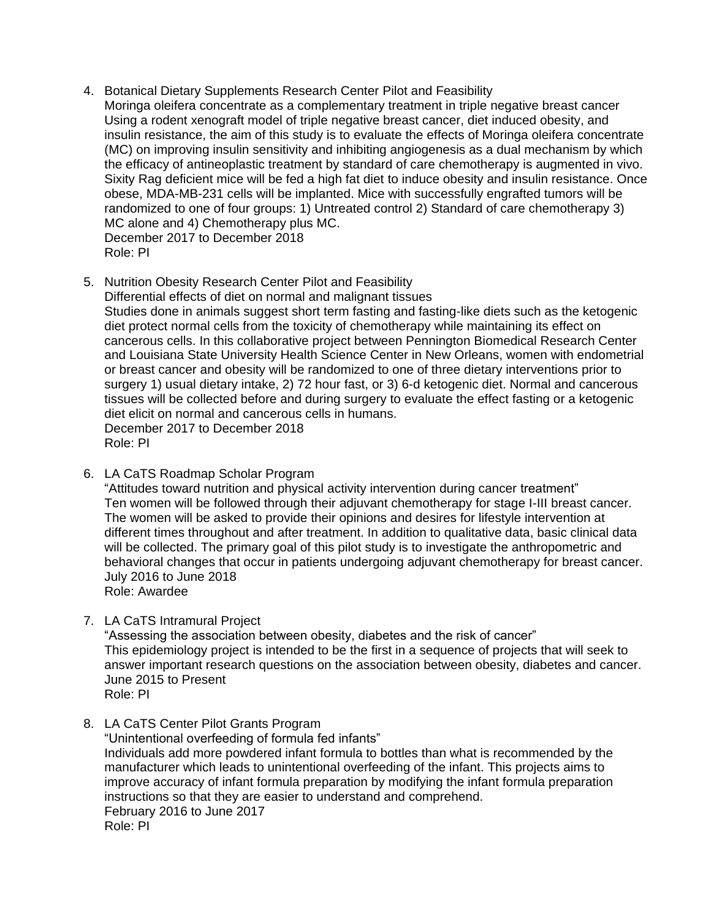4. Botanical Dietary Supplements Research Center Pilot and Feasibility
   Moringa oleifera concentrate as a complementary treatment in triple negative breast cancer
   Using a rodent xenograft model of triple negative breast cancer, diet induced obesity, and insulin resistance, the aim of this study is to evaluate the effects of Moringa oleifera concentrate (MC) on improving insulin sensitivity and inhibiting angiogenesis as a dual mechanism by which the efficacy of antineoplastic treatment by standard of care chemotherapy is augmented in vivo. Sixity Rag deficient mice will be fed a high fat diet to induce obesity and insulin resistance. Once obese, MDA-MB-231 cells will be implanted. Mice with successfully engrafted tumors will be randomized to one of four groups: 1) Untreated control 2) Standard of care chemotherapy 3) MC alone and 4) Chemotherapy plus MC.
   December 2017 to December 2018
   Role: PI

5. Nutrition Obesity Research Center Pilot and Feasibility
   Differential effects of diet on normal and malignant tissues
   Studies done in animals suggest short term fasting and fasting-like diets such as the ketogenic diet protect normal cells from the toxicity of chemotherapy while maintaining its effect on cancerous cells. In this collaborative project between Pennington Biomedical Research Center and Louisiana State University Health Science Center in New Orleans, women with endometrial or breast cancer and obesity will be randomized to one of three dietary interventions prior to surgery 1) usual dietary intake, 2) 72 hour fast, or 3) 6-d ketogenic diet. Normal and cancerous tissues will be collected before and during surgery to evaluate the effect fasting or a ketogenic diet elicit on normal and cancerous cells in humans.
   December 2017 to December 2018
   Role: PI

6. LA CaTS Roadmap Scholar Program
   "Attitudes toward nutrition and physical activity intervention during cancer treatment"
   Ten women will be followed through their adjuvant chemotherapy for stage I-III breast cancer. The women will be asked to provide their opinions and desires for lifestyle intervention at different times throughout and after treatment. In addition to qualitative data, basic clinical data will be collected. The primary goal of this pilot study is to investigate the anthropometric and behavioral changes that occur in patients undergoing adjuvant chemotherapy for breast cancer.
   July 2016 to June 2018
   Role: Awardee

7. LA CaTS Intramural Project
   "Assessing the association between obesity, diabetes and the risk of cancer"
   This epidemiology project is intended to be the first in a sequence of projects that will seek to answer important research questions on the association between obesity, diabetes and cancer.
   June 2015 to Present
   Role: PI

8. LA CaTS Center Pilot Grants Program
   "Unintentional overfeeding of formula fed infants"
   Individuals add more powdered infant formula to bottles than what is recommended by the manufacturer which leads to unintentional overfeeding of the infant. This projects aims to improve accuracy of infant formula preparation by modifying the infant formula preparation instructions so that they are easier to understand and comprehend.
   February 2016 to June 2017
   Role: PI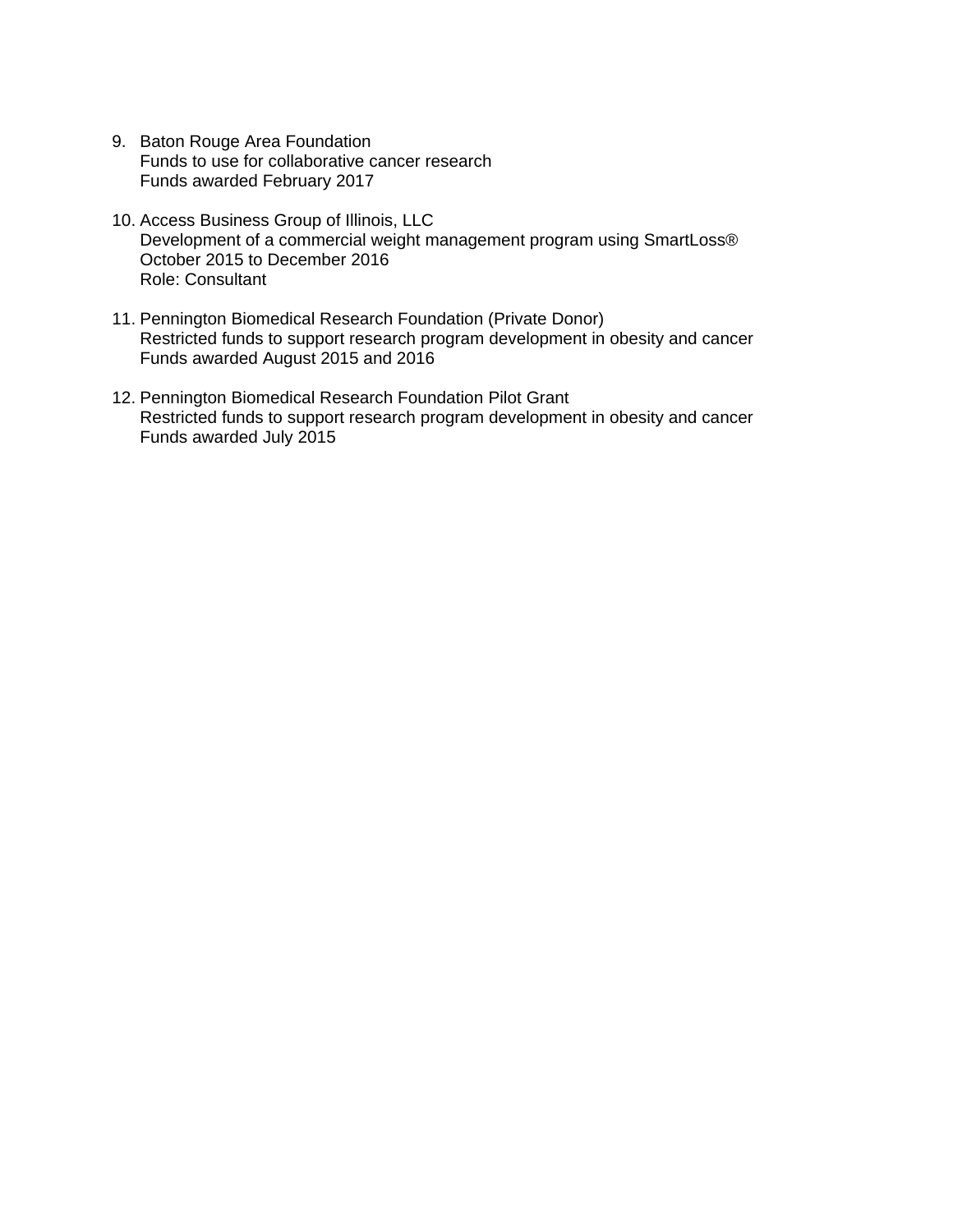9. Baton Rouge Area Foundation
   Funds to use for collaborative cancer research
   Funds awarded February 2017

10. Access Business Group of Illinois, LLC
    Development of a commercial weight management program using SmartLoss®
    October 2015 to December 2016
    Role: Consultant

11. Pennington Biomedical Research Foundation (Private Donor)
    Restricted funds to support research program development in obesity and cancer
    Funds awarded August 2015 and 2016

12. Pennington Biomedical Research Foundation Pilot Grant
    Restricted funds to support research program development in obesity and cancer
    Funds awarded July 2015